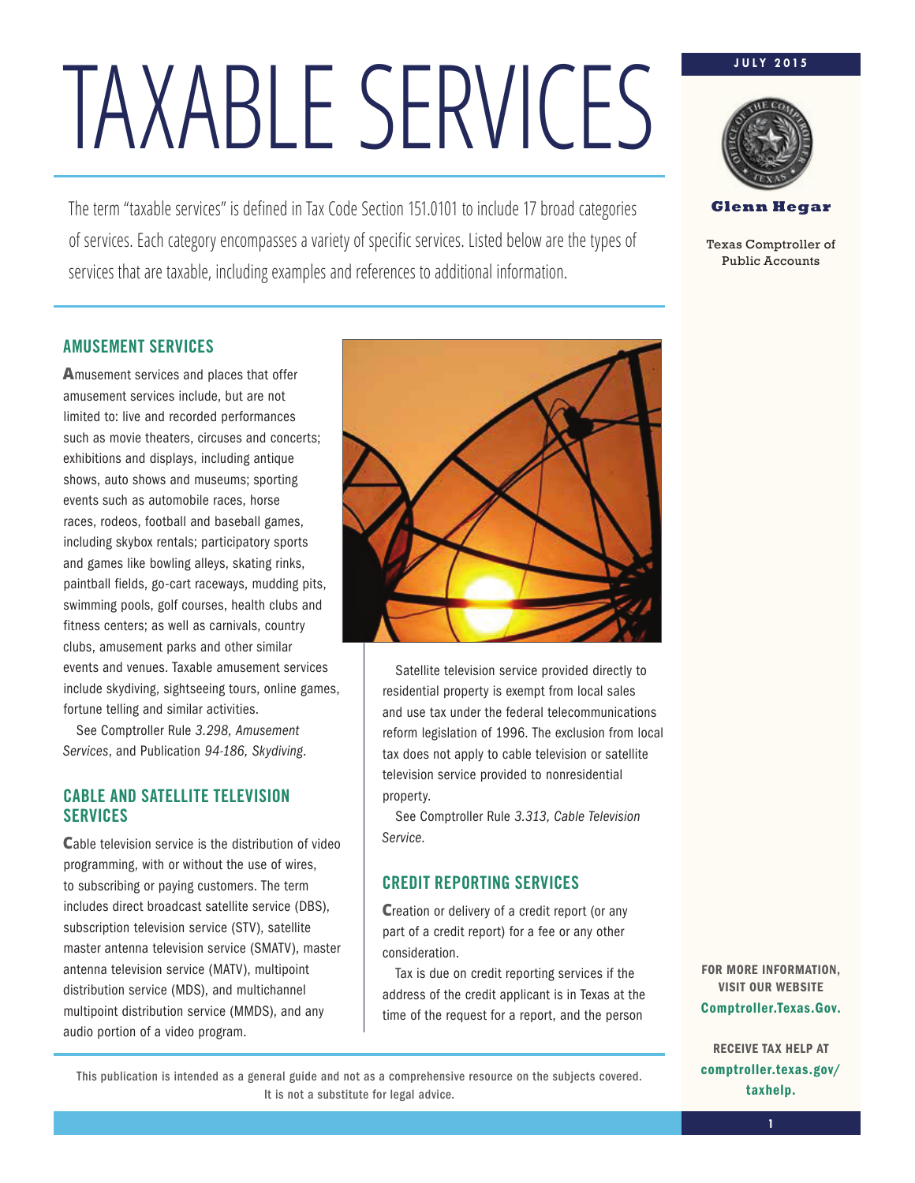# TAXABLE SERVICES

JULY 2015

Glenn Hegar

Texas Comptroller of Public Accounts

The term "taxable services" is defined in Tax Code Section 151.0101 to include 17 broad categories of services. Each category encompasses a variety of specific services. Listed below are the types of services that are taxable, including examples and references to additional information.

## AMUSEMENT SERVICES

Amusement services and places that offer amusement services include, but are not limited to: live and recorded performances such as movie theaters, circuses and concerts; exhibitions and displays, including antique shows, auto shows and museums; sporting events such as automobile races, horse races, rodeos, football and baseball games, including skybox rentals; participatory sports and games like bowling alleys, skating rinks, paintball fields, go-cart raceways, mudding pits, swimming pools, golf courses, health clubs and fitness centers; as well as carnivals, country clubs, amusement parks and other similar events and venues. Taxable amusement services include skydiving, sightseeing tours, online games, fortune telling and similar activities.

See Comptroller Rule *3.298, Amusement Services*, and Publication *94-186, Skydiving*.

## CABLE AND SATELLITE TELEVISION SERVICES

Cable television service is the distribution of video programming, with or without the use of wires, to subscribing or paying customers. The term includes direct broadcast satellite service (DBS), subscription television service (STV), satellite master antenna television service (SMATV), master antenna television service (MATV), multipoint distribution service (MDS), and multichannel multipoint distribution service (MMDS), and any audio portion of a video program.

Satellite television service provided directly to residential property is exempt from local sales and use tax under the federal telecommunications reform legislation of 1996. The exclusion from local tax does not apply to cable television or satellite television service provided to nonresidential property.

See Comptroller Rule *3.313, Cable Television Service*.

## CREDIT REPORTING SERVICES

Creation or delivery of a credit report (or any part of a credit report) for a fee or any other consideration.

Tax is due on credit reporting services if the address of the credit applicant is in Texas at the time of the request for a report, and the person

FOR MORE INFORMATION, VISIT OUR WEBSITE **Comptroller.Texas.Gov.**

RECEIVE TAX HELP AT **comptroller.texas.gov/taxhelp.**

This publication is intended as a general guide and not as a comprehensive resource on the subjects covered. It is not a substitute for legal advice.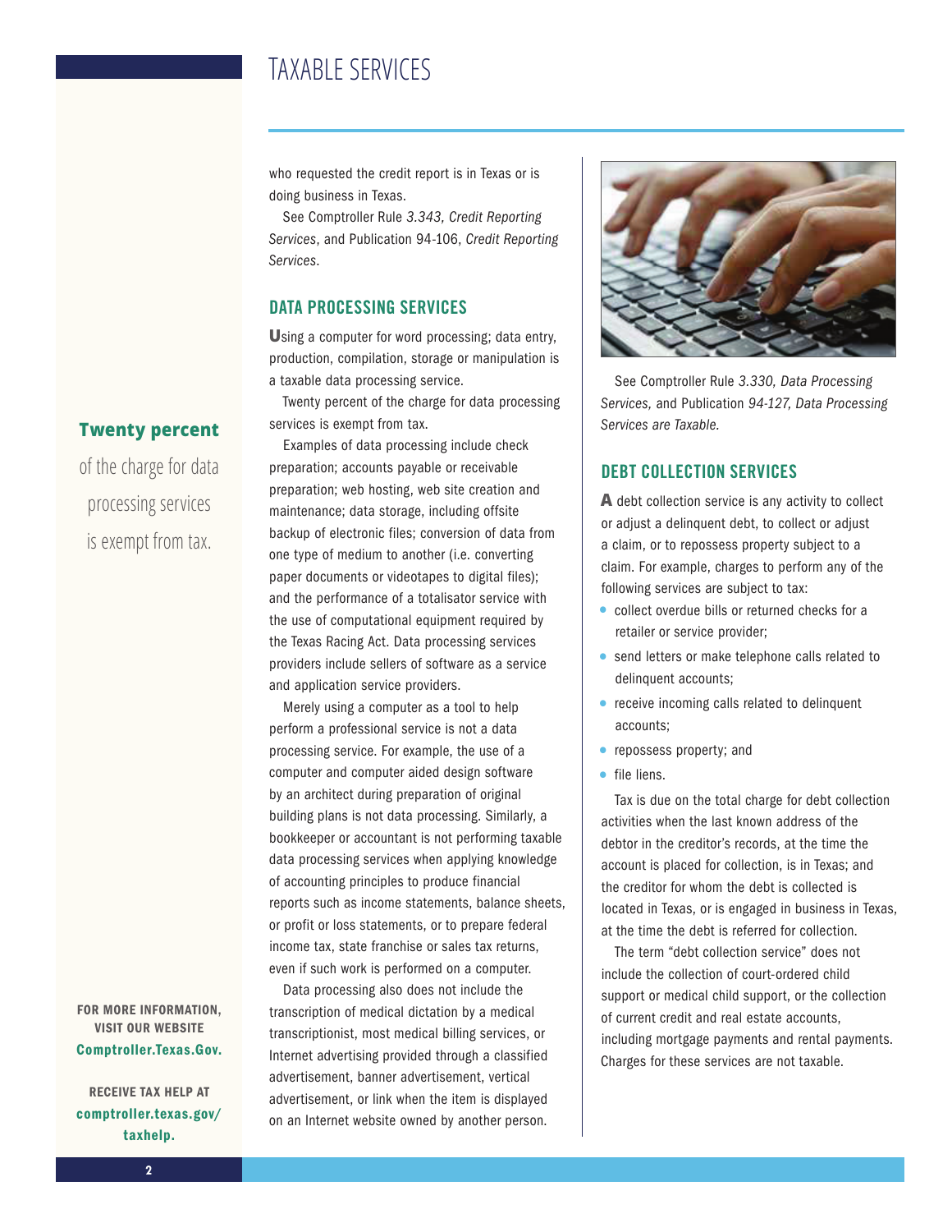who requested the credit report is in Texas or is doing business in Texas.

See Comptroller Rule *3.343, Credit Reporting Services*, and Publication 94-106, *Credit Reporting Services*.

## DATA PROCESSING SERVICES

Using a computer for word processing; data entry, production, compilation, storage or manipulation is a taxable data processing service.

Twenty percent of the charge for data processing services is exempt from tax.

Examples of data processing include check preparation; accounts payable or receivable preparation; web hosting, web site creation and maintenance; data storage, including offsite backup of electronic files; conversion of data from one type of medium to another (i.e. converting paper documents or videotapes to digital files); and the performance of a totalisator service with the use of computational equipment required by the Texas Racing Act. Data processing services providers include sellers of software as a service and application service providers.

Merely using a computer as a tool to help perform a professional service is not a data processing service. For example, the use of a computer and computer aided design software by an architect during preparation of original building plans is not data processing. Similarly, a bookkeeper or accountant is not performing taxable data processing services when applying knowledge of accounting principles to produce financial reports such as income statements, balance sheets, or profit or loss statements, or to prepare federal income tax, state franchise or sales tax returns, even if such work is performed on a computer.

Data processing also does not include the transcription of medical dictation by a medical transcriptionist, most medical billing services, or Internet advertising provided through a classified advertisement, banner advertisement, vertical advertisement, or link when the item is displayed on an Internet website owned by another person.

**Twenty percent** of the charge for data processing services is exempt from tax.

See Comptroller Rule *3.330, Data Processing Services,* and Publication *94-127, Data Processing Services are Taxable.*

## DEBT COLLECTION SERVICES

A debt collection service is any activity to collect or adjust a delinquent debt, to collect or adjust a claim, or to repossess property subject to a claim. For example, charges to perform any of the following services are subject to tax:

- collect overdue bills or returned checks for a retailer or service provider;
- send letters or make telephone calls related to delinquent accounts;
- receive incoming calls related to delinquent accounts;
- repossess property; and
- file liens.

Tax is due on the total charge for debt collection activities when the last known address of the debtor in the creditor's records, at the time the account is placed for collection, is in Texas; and the creditor for whom the debt is collected is located in Texas, or is engaged in business in Texas, at the time the debt is referred for collection.

The term "debt collection service" does not include the collection of court-ordered child support or medical child support, or the collection of current credit and real estate accounts, including mortgage payments and rental payments. Charges for these services are not taxable.

**FOR MORE INFORMATION, VISIT OUR WEBSITE Comptroller.Texas.Gov.**

**RECEIVE TAX HELP AT comptroller.texas.gov/taxhelp.**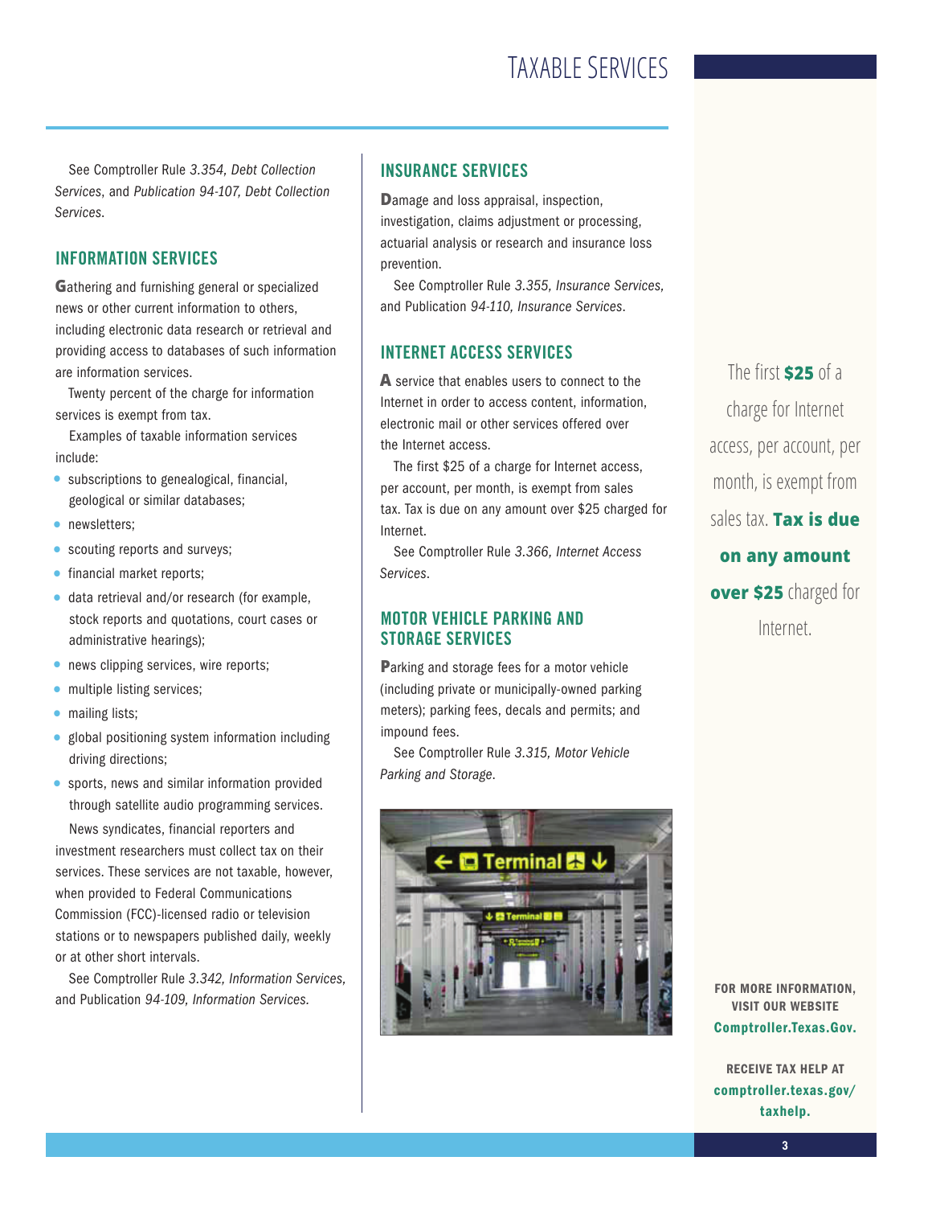See Comptroller Rule *3.354, Debt Collection Services*, and *Publication 94-107, Debt Collection Services*.

## INFORMATION SERVICES

Gathering and furnishing general or specialized news or other current information to others, including electronic data research or retrieval and providing access to databases of such information are information services.

Twenty percent of the charge for information services is exempt from tax.

Examples of taxable information services include:

- subscriptions to genealogical, financial, geological or similar databases;
- newsletters;
- scouting reports and surveys;
- financial market reports;
- data retrieval and/or research (for example, stock reports and quotations, court cases or administrative hearings);
- news clipping services, wire reports;
- multiple listing services;
- mailing lists;
- global positioning system information including driving directions;
- sports, news and similar information provided through satellite audio programming services.

News syndicates, financial reporters and investment researchers must collect tax on their services. These services are not taxable, however, when provided to Federal Communications Commission (FCC)-licensed radio or television stations or to newspapers published daily, weekly or at other short intervals.

See Comptroller Rule *3.342, Information Services*, and Publication *94-109, Information Services*.

## INSURANCE SERVICES

Damage and loss appraisal, inspection, investigation, claims adjustment or processing, actuarial analysis or research and insurance loss prevention.

See Comptroller Rule *3.355, Insurance Services*, and Publication *94-110, Insurance Services*.

## INTERNET ACCESS SERVICES

A service that enables users to connect to the Internet in order to access content, information, electronic mail or other services offered over the Internet access.

The first $25 of a charge for Internet access, per account, per month, is exempt from sales tax. Tax is due on any amount over $25 charged for Internet.

See Comptroller Rule *3.366, Internet Access Services*.

## MOTOR VEHICLE PARKING AND STORAGE SERVICES

Parking and storage fees for a motor vehicle (including private or municipally-owned parking meters); parking fees, decals and permits; and impound fees.

See Comptroller Rule *3.315, Motor Vehicle Parking and Storage*.

The first **$25** of a charge for Internet access, per account, per month, is exempt from sales tax. **Tax is due on any amount over $25** charged for Internet.

**FOR MORE INFORMATION, VISIT OUR WEBSITE Comptroller.Texas.Gov.**

**RECEIVE TAX HELP AT comptroller.texas.gov/taxhelp.**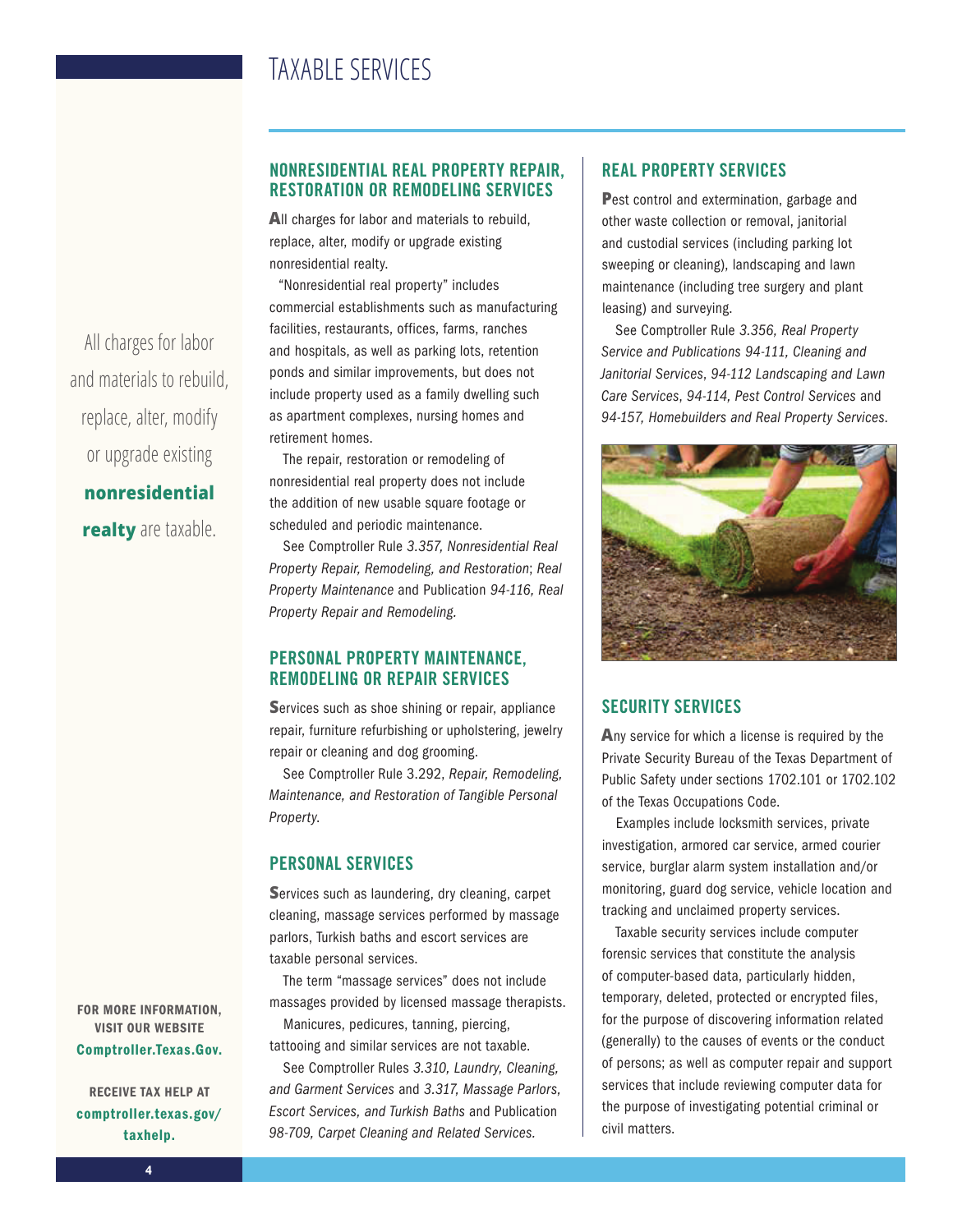# TAXABLE SERVICES

All charges for labor and materials to rebuild, replace, alter, modify or upgrade existing **nonresidential realty** are taxable.

## NONRESIDENTIAL REAL PROPERTY REPAIR, RESTORATION OR REMODELING SERVICES

All charges for labor and materials to rebuild, replace, alter, modify or upgrade existing nonresidential realty.

"Nonresidential real property" includes commercial establishments such as manufacturing facilities, restaurants, offices, farms, ranches and hospitals, as well as parking lots, retention ponds and similar improvements, but does not include property used as a family dwelling such as apartment complexes, nursing homes and retirement homes.

The repair, restoration or remodeling of nonresidential real property does not include the addition of new usable square footage or scheduled and periodic maintenance.

See Comptroller Rule *3.357, Nonresidential Real Property Repair, Remodeling, and Restoration*; *Real Property Maintenance* and Publication *94-116, Real Property Repair and Remodeling.*

## PERSONAL PROPERTY MAINTENANCE, REMODELING OR REPAIR SERVICES

Services such as shoe shining or repair, appliance repair, furniture refurbishing or upholstering, jewelry repair or cleaning and dog grooming.

See Comptroller Rule 3.292, *Repair, Remodeling, Maintenance, and Restoration of Tangible Personal Property.*

## PERSONAL SERVICES

Services such as laundering, dry cleaning, carpet cleaning, massage services performed by massage parlors, Turkish baths and escort services are taxable personal services.

The term "massage services" does not include massages provided by licensed massage therapists.

Manicures, pedicures, tanning, piercing, tattooing and similar services are not taxable.

See Comptroller Rules *3.310, Laundry, Cleaning, and Garment Services* and *3.317, Massage Parlors, Escort Services, and Turkish Baths* and Publication *98-709, Carpet Cleaning and Related Services.*

## REAL PROPERTY SERVICES

Pest control and extermination, garbage and other waste collection or removal, janitorial and custodial services (including parking lot sweeping or cleaning), landscaping and lawn maintenance (including tree surgery and plant leasing) and surveying.

See Comptroller Rule *3.356, Real Property Service and Publications 94-111, Cleaning and Janitorial Services*, *94-112 Landscaping and Lawn Care Services*, *94-114, Pest Control Services* and *94-157, Homebuilders and Real Property Services.*

## SECURITY SERVICES

Any service for which a license is required by the Private Security Bureau of the Texas Department of Public Safety under sections 1702.101 or 1702.102 of the Texas Occupations Code.

Examples include locksmith services, private investigation, armored car service, armed courier service, burglar alarm system installation and/or monitoring, guard dog service, vehicle location and tracking and unclaimed property services.

Taxable security services include computer forensic services that constitute the analysis of computer-based data, particularly hidden, temporary, deleted, protected or encrypted files, for the purpose of discovering information related (generally) to the causes of events or the conduct of persons; as well as computer repair and support services that include reviewing computer data for the purpose of investigating potential criminal or civil matters.

**FOR MORE INFORMATION, VISIT OUR WEBSITE Comptroller.Texas.Gov.**

**RECEIVE TAX HELP AT comptroller.texas.gov/taxhelp.**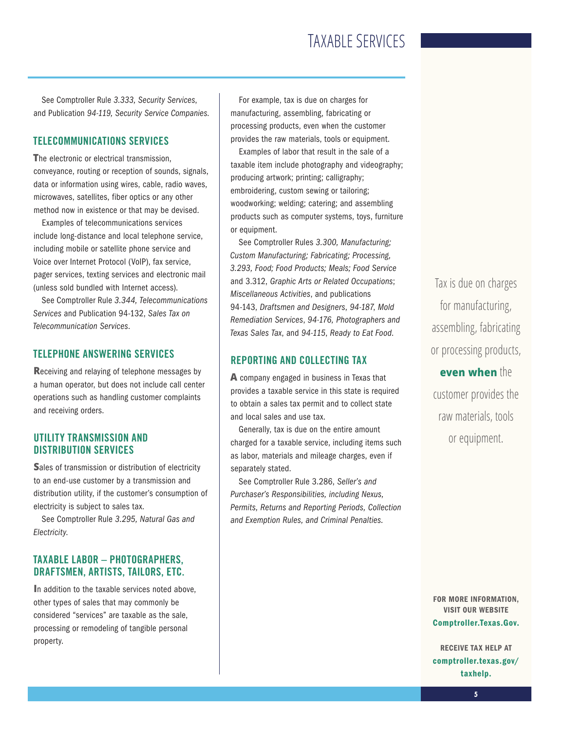See Comptroller Rule *3.333, Security Services*, and Publication *94-119, Security Service Companies.*

## TELECOMMUNICATIONS SERVICES

The electronic or electrical transmission, conveyance, routing or reception of sounds, signals, data or information using wires, cable, radio waves, microwaves, satellites, fiber optics or any other method now in existence or that may be devised.

Examples of telecommunications services include long-distance and local telephone service, including mobile or satellite phone service and Voice over Internet Protocol (VoIP), fax service, pager services, texting services and electronic mail (unless sold bundled with Internet access).

See Comptroller Rule *3.344, Telecommunications Services* and Publication 94-132, *Sales Tax on Telecommunication Services*.

## TELEPHONE ANSWERING SERVICES

Receiving and relaying of telephone messages by a human operator, but does not include call center operations such as handling customer complaints and receiving orders.

## UTILITY TRANSMISSION AND DISTRIBUTION SERVICES

Sales of transmission or distribution of electricity to an end-use customer by a transmission and distribution utility, if the customer's consumption of electricity is subject to sales tax.

See Comptroller Rule *3.295, Natural Gas and Electricity.*

## TAXABLE LABOR – PHOTOGRAPHERS, DRAFTSMEN, ARTISTS, TAILORS, ETC.

In addition to the taxable services noted above, other types of sales that may commonly be considered "services" are taxable as the sale, processing or remodeling of tangible personal property.

For example, tax is due on charges for manufacturing, assembling, fabricating or processing products, even when the customer provides the raw materials, tools or equipment.

Examples of labor that result in the sale of a taxable item include photography and videography; producing artwork; printing; calligraphy; embroidering, custom sewing or tailoring; woodworking; welding; catering; and assembling products such as computer systems, toys, furniture or equipment.

See Comptroller Rules *3.300, Manufacturing; Custom Manufacturing; Fabricating; Processing, 3.293, Food; Food Products; Meals; Food Service* and 3.312, *Graphic Arts or Related Occupations*; *Miscellaneous Activities*, and publications 94-143, *Draftsmen and Designers*, *94-187, Mold Remediation Services*, *94-176, Photographers and Texas Sales Tax*, and *94-115, Ready to Eat Food*.

## REPORTING AND COLLECTING TAX

A company engaged in business in Texas that provides a taxable service in this state is required to obtain a sales tax permit and to collect state and local sales and use tax.

Generally, tax is due on the entire amount charged for a taxable service, including items such as labor, materials and mileage charges, even if separately stated.

See Comptroller Rule 3.286, *Seller's and Purchaser's Responsibilities, including Nexus, Permits, Returns and Reporting Periods, Collection and Exemption Rules, and Criminal Penalties.*

Tax is due on charges for manufacturing, assembling, fabricating or processing products, **even when** the customer provides the raw materials, tools or equipment.

**FOR MORE INFORMATION, VISIT OUR WEBSITE Comptroller.Texas.Gov.**

**RECEIVE TAX HELP AT comptroller.texas.gov/taxhelp.**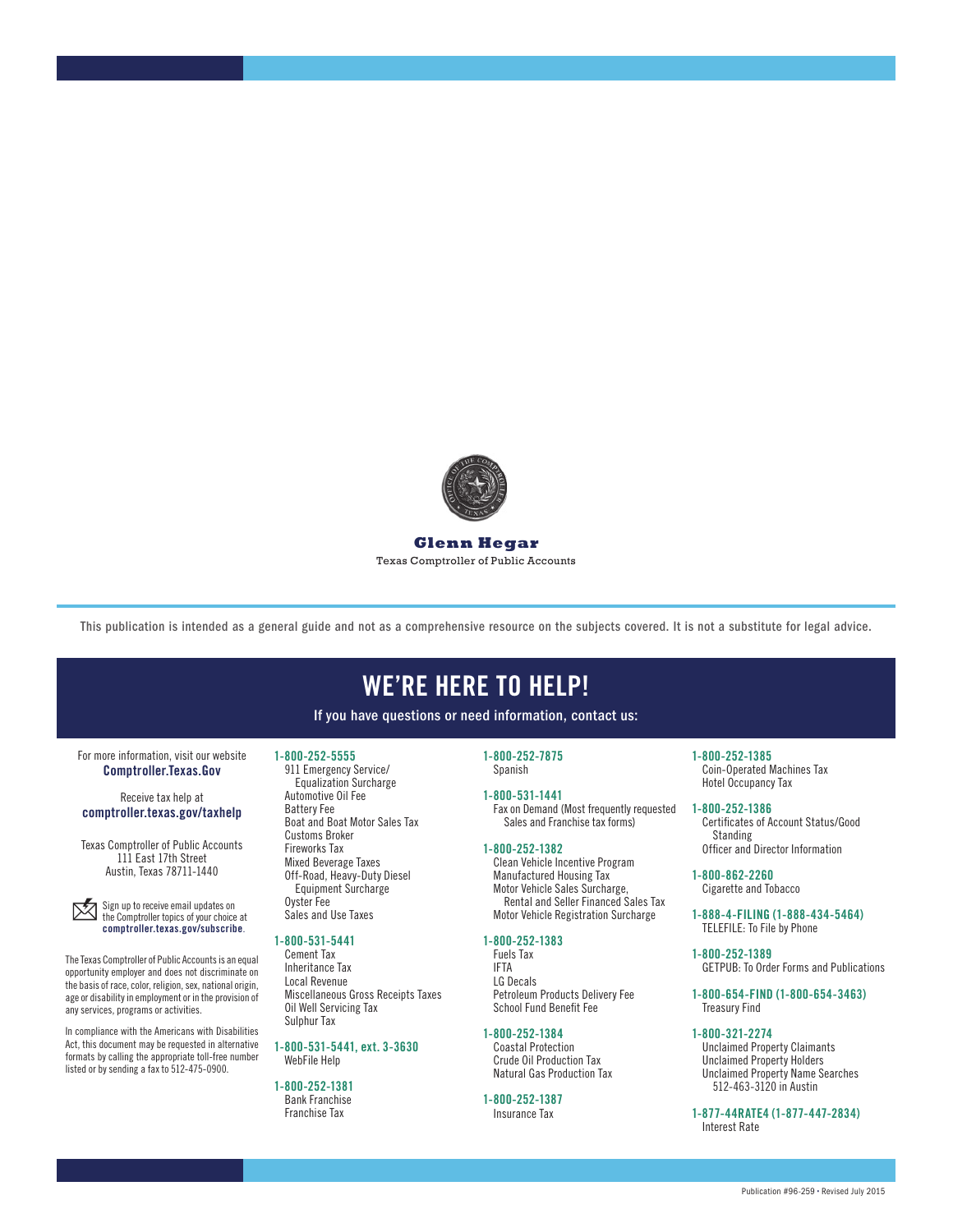**Glenn Hegar**

Texas Comptroller of Public Accounts

This publication is intended as a general guide and not as a comprehensive resource on the subjects covered. It is not a substitute for legal advice.

# WE'RE HERE TO HELP!

If you have questions or need information, contact us:

For more information, visit our website
**Comptroller.Texas.Gov**

Receive tax help at
**comptroller.texas.gov/taxhelp**

Texas Comptroller of Public Accounts
111 East 17th Street
Austin, Texas 78711-1440

Sign up to receive email updates on the Comptroller topics of your choice at **comptroller.texas.gov/subscribe**.

The Texas Comptroller of Public Accounts is an equal opportunity employer and does not discriminate on the basis of race, color, religion, sex, national origin, age or disability in employment or in the provision of any services, programs or activities.

In compliance with the Americans with Disabilities Act, this document may be requested in alternative formats by calling the appropriate toll-free number listed or by sending a fax to 512-475-0900.

**1-800-252-5555**
- 911 Emergency Service/Equalization Surcharge
- Automotive Oil Fee
- Battery Fee
- Boat and Boat Motor Sales Tax
- Customs Broker
- Fireworks Tax
- Mixed Beverage Taxes
- Off-Road, Heavy-Duty Diesel Equipment Surcharge
- Oyster Fee
- Sales and Use Taxes

**1-800-531-5441**
- Cement Tax
- Inheritance Tax
- Local Revenue
- Miscellaneous Gross Receipts Taxes
- Oil Well Servicing Tax
- Sulphur Tax

**1-800-531-5441, ext. 3-3630**
- WebFile Help

**1-800-252-1381**
- Bank Franchise
- Franchise Tax

**1-800-252-7875**
- Spanish

**1-800-531-1441**
- Fax on Demand (Most frequently requested Sales and Franchise tax forms)

**1-800-252-1382**
- Clean Vehicle Incentive Program
- Manufactured Housing Tax
- Motor Vehicle Sales Surcharge, Rental and Seller Financed Sales Tax
- Motor Vehicle Registration Surcharge

**1-800-252-1383**
- Fuels Tax
- IFTA
- LG Decals
- Petroleum Products Delivery Fee
- School Fund Benefit Fee

**1-800-252-1384**
- Coastal Protection
- Crude Oil Production Tax
- Natural Gas Production Tax

**1-800-252-1387**
- Insurance Tax

**1-800-252-1385**
- Coin-Operated Machines Tax
- Hotel Occupancy Tax

**1-800-252-1386**
- Certificates of Account Status/Good Standing
- Officer and Director Information

**1-800-862-2260**
- Cigarette and Tobacco

**1-888-4-FILING (1-888-434-5464)**
- TELEFILE: To File by Phone

**1-800-252-1389**
- GETPUB: To Order Forms and Publications

**1-800-654-FIND (1-800-654-3463)**
- Treasury Find

**1-800-321-2274**
- Unclaimed Property Claimants
- Unclaimed Property Holders
- Unclaimed Property Name Searches 512-463-3120 in Austin

**1-877-44RATE4 (1-877-447-2834)**
- Interest Rate

Publication #96-259 • Revised July 2015